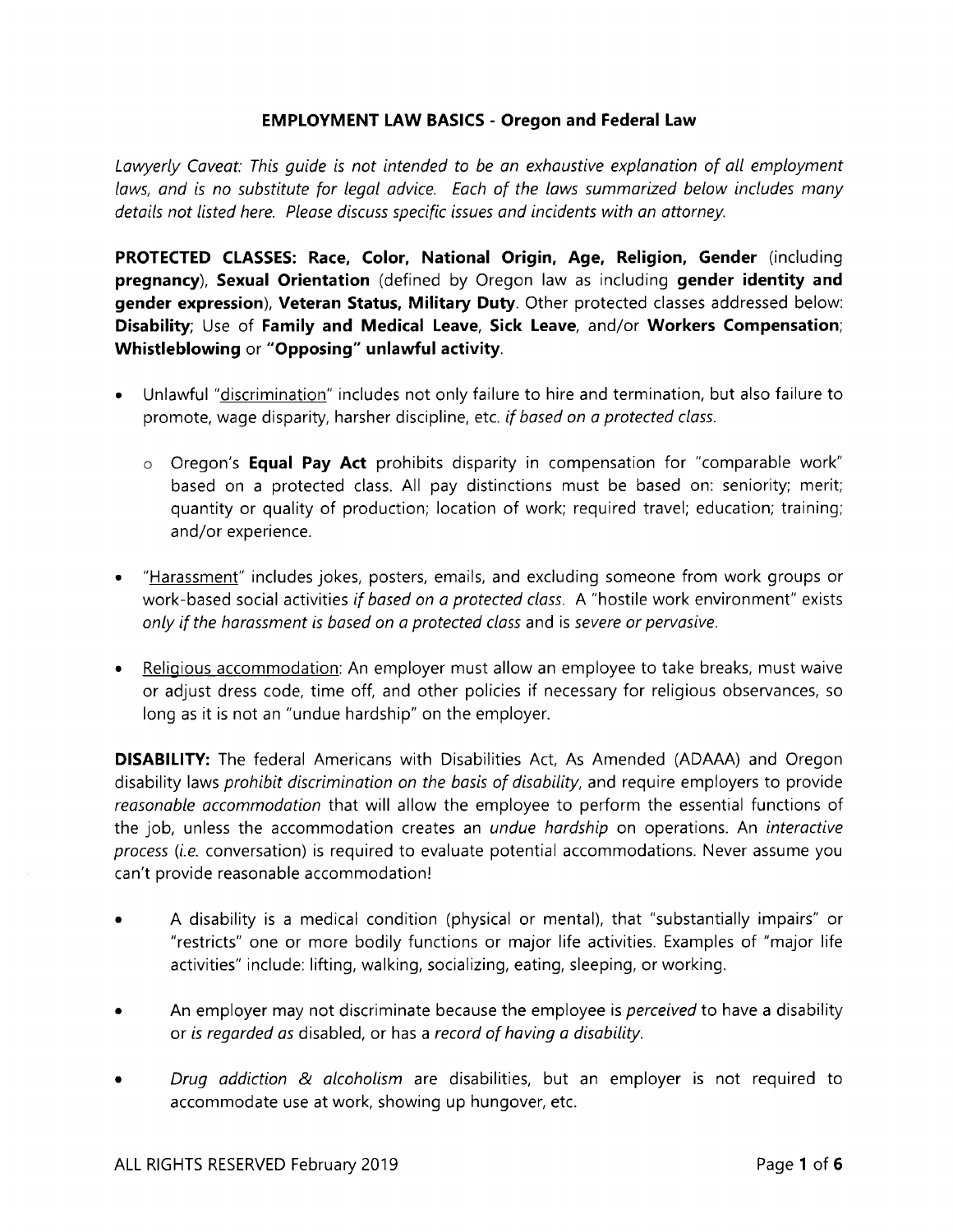# EMPLOYMENT LAW BASICS - Oregon and Federal Law

*Lawyerly Caveat: This guide is not intended to be an exhaustive explanation of all employment laws, and is no substitute for legal advice. Each of the laws summarized below includes many details not listed here. Please discuss specific issues and incidents with an attorney.*

**PROTECTED CLASSES: Race, Color, National Origin, Age, Religion, Gender** (including **pregnancy**), **Sexual Orientation** (defined by Oregon law as including **gender identity and gender expression**), **Veteran Status, Military Duty**. Other protected classes addressed below: **Disability**; Use of **Family and Medical Leave, Sick Leave**, and/or **Workers Compensation**; **Whistleblowing** or **"Opposing" unlawful activity**.

- Unlawful "discrimination" includes not only failure to hire and termination, but also failure to promote, wage disparity, harsher discipline, etc. *if based on a protected class.*
  - Oregon's **Equal Pay Act** prohibits disparity in compensation for "comparable work" based on a protected class. All pay distinctions must be based on: seniority; merit; quantity or quality of production; location of work; required travel; education; training; and/or experience.
- "Harassment" includes jokes, posters, emails, and excluding someone from work groups or work-based social activities *if based on a protected class.* A "hostile work environment" exists *only if the harassment is based on a protected class* and is *severe or pervasive.*
- Religious accommodation: An employer must allow an employee to take breaks, must waive or adjust dress code, time off, and other policies if necessary for religious observances, so long as it is not an "undue hardship" on the employer.

**DISABILITY:** The federal Americans with Disabilities Act, As Amended (ADAAA) and Oregon disability laws *prohibit discrimination on the basis of disability*, and require employers to provide *reasonable accommodation* that will allow the employee to perform the essential functions of the job, unless the accommodation creates an *undue hardship* on operations. An *interactive process* (*i.e.* conversation) is required to evaluate potential accommodations. Never assume you can't provide reasonable accommodation!

- A disability is a medical condition (physical or mental), that "substantially impairs" or "restricts" one or more bodily functions or major life activities. Examples of "major life activities" include: lifting, walking, socializing, eating, sleeping, or working.
- An employer may not discriminate because the employee is *perceived* to have a disability or *is regarded as* disabled, or has a *record of having a disability.*
- *Drug addiction & alcoholism* are disabilities, but an employer is not required to accommodate use at work, showing up hungover, etc.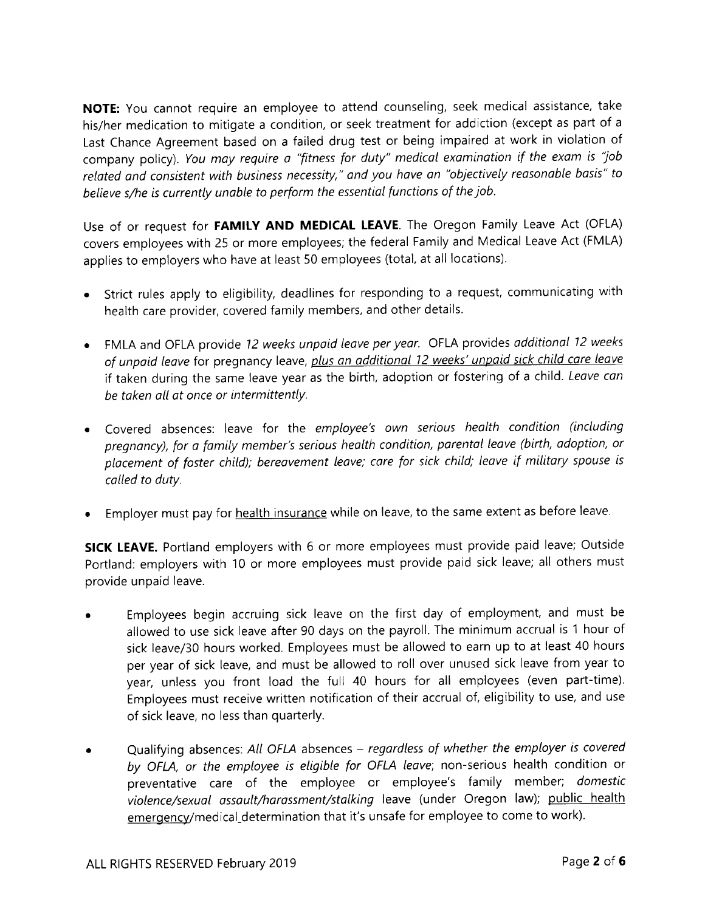**NOTE:** You cannot require an employee to attend counseling, seek medical assistance, take his/her medication to mitigate a condition, or seek treatment for addiction (except as part of a Last Chance Agreement based on a failed drug test or being impaired at work in violation of company policy). *You may require a "fitness for duty" medical examination if the exam is "job related and consistent with business necessity," and you have an "objectively reasonable basis" to believe s/he is currently unable to perform the essential functions of the job.*

Use of or request for **FAMILY AND MEDICAL LEAVE**. The Oregon Family Leave Act (OFLA) covers employees with 25 or more employees; the federal Family and Medical Leave Act (FMLA) applies to employers who have at least 50 employees (total, at all locations).

- Strict rules apply to eligibility, deadlines for responding to a request, communicating with health care provider, covered family members, and other details.
- FMLA and OFLA provide *12 weeks unpaid leave per year.* OFLA provides *additional 12 weeks of unpaid leave* for pregnancy leave, *plus an additional 12 weeks' unpaid sick child care leave* if taken during the same leave year as the birth, adoption or fostering of a child. *Leave can be taken all at once or intermittently.*
- Covered absences: leave for the *employee's own serious health condition (including pregnancy), for a family member's serious health condition, parental leave (birth, adoption, or placement of foster child); bereavement leave; care for sick child; leave if military spouse is called to duty.*
- Employer must pay for health insurance while on leave, to the same extent as before leave.

**SICK LEAVE.** Portland employers with 6 or more employees must provide paid leave; Outside Portland: employers with 10 or more employees must provide paid sick leave; all others must provide unpaid leave.

- Employees begin accruing sick leave on the first day of employment, and must be allowed to use sick leave after 90 days on the payroll. The minimum accrual is 1 hour of sick leave/30 hours worked. Employees must be allowed to earn up to at least 40 hours per year of sick leave, and must be allowed to roll over unused sick leave from year to year, unless you front load the full 40 hours for all employees (even part-time). Employees must receive written notification of their accrual of, eligibility to use, and use of sick leave, no less than quarterly.
- Qualifying absences: *All OFLA* absences – *regardless of whether the employer is covered by OFLA, or the employee is eligible for OFLA leave*; non-serious health condition or preventative care of the employee or employee's family member; *domestic violence/sexual assault/harassment/stalking* leave (under Oregon law); public health emergency/medical determination that it's unsafe for employee to come to work).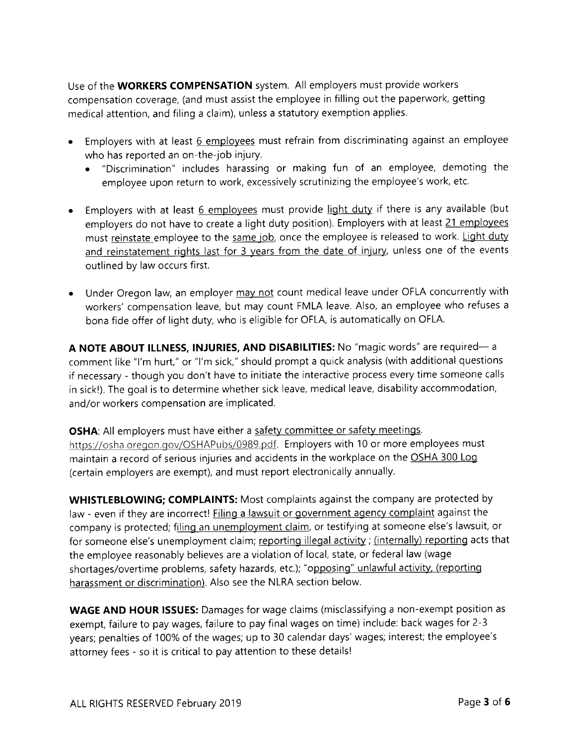Use of the **WORKERS COMPENSATION** system. All employers must provide workers compensation coverage, (and must assist the employee in filling out the paperwork, getting medical attention, and filing a claim), unless a statutory exemption applies.

- Employers with at least <u>6 employees</u> must refrain from discriminating against an employee who has reported an on-the-job injury.
  - "Discrimination" includes harassing or making fun of an employee, demoting the employee upon return to work, excessively scrutinizing the employee's work, etc.

- Employers with at least <u>6 employees</u> must provide <u>light duty</u> if there is any available (but employers do not have to create a light duty position). Employers with at least <u>21 employees</u> must <u>reinstate</u> employee to the <u>same job</u>, once the employee is released to work. <u>Light duty and reinstatement rights last for 3 years from the date of injury</u>, unless one of the events outlined by law occurs first.

- Under Oregon law, an employer <u>may not</u> count medical leave under OFLA concurrently with workers' compensation leave, but may count FMLA leave. Also, an employee who refuses a bona fide offer of light duty, who is eligible for OFLA, is automatically on OFLA.

**A NOTE ABOUT ILLNESS, INJURIES, AND DISABILITIES:** No "magic words" are required— a comment like "I'm hurt," or "I'm sick," should prompt a quick analysis (with additional questions if necessary - though you don't have to initiate the interactive process every time someone calls in sick!). The goal is to determine whether sick leave, medical leave, disability accommodation, and/or workers compensation are implicated.

**OSHA**: All employers must have either a <u>safety committee or safety meetings</u>. https://osha.oregon.gov/OSHAPubs/0989.pdf. Employers with 10 or more employees must maintain a record of serious injuries and accidents in the workplace on the <u>OSHA 300 Log</u> (certain employers are exempt), and must report electronically annually.

**WHISTLEBLOWING; COMPLAINTS:** Most complaints against the company are protected by law - even if they are incorrect! <u>Filing a lawsuit or government agency complaint</u> against the company is protected; <u>filing an unemployment claim</u>, or testifying at someone else's lawsuit, or for someone else's unemployment claim; <u>reporting illegal activity</u> ; <u>(internally) reporting</u> acts that the employee reasonably believes are a violation of local, state, or federal law (wage shortages/overtime problems, safety hazards, etc.); <u>"opposing" unlawful activity, (reporting harassment or discrimination)</u>. Also see the NLRA section below.

**WAGE AND HOUR ISSUES:** Damages for wage claims (misclassifying a non-exempt position as exempt, failure to pay wages, failure to pay final wages on time) include: back wages for 2-3 years; penalties of 100% of the wages; up to 30 calendar days' wages; interest; the employee's attorney fees - so it is critical to pay attention to these details!

ALL RIGHTS RESERVED February 2019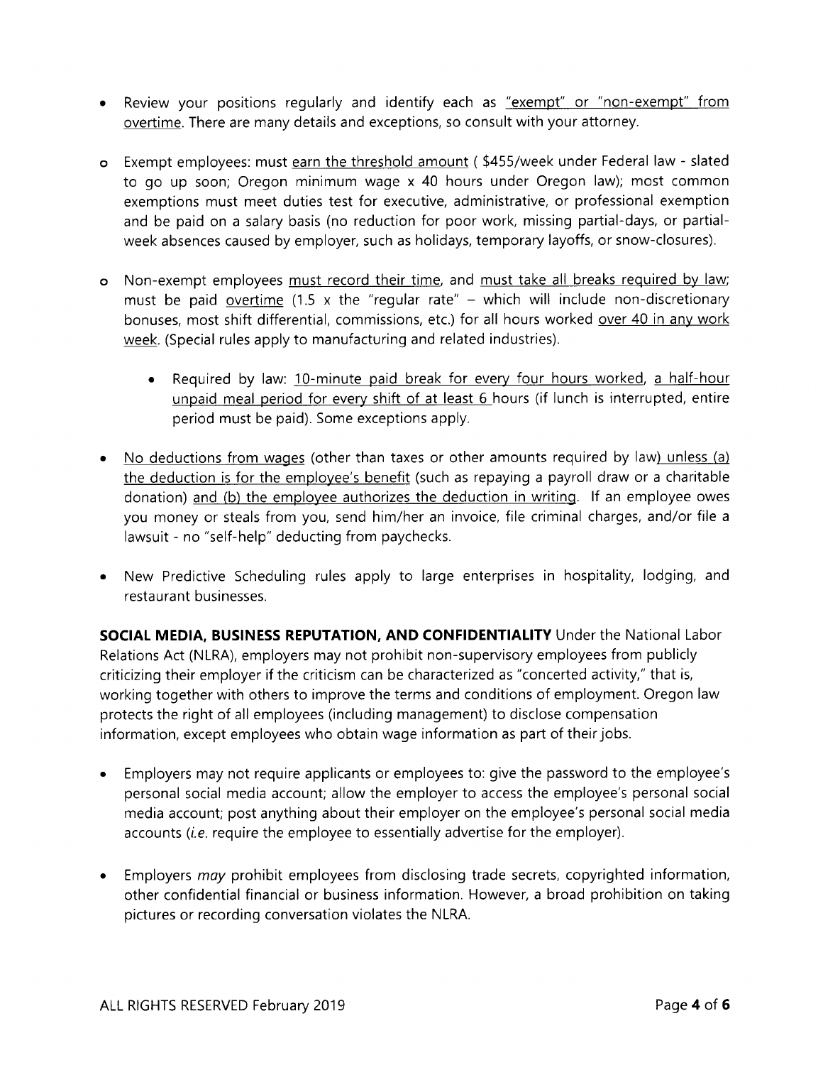- Review your positions regularly and identify each as "exempt" or "non-exempt" from overtime. There are many details and exceptions, so consult with your attorney.

  - Exempt employees: must earn the threshold amount ( $455/week under Federal law - slated to go up soon; Oregon minimum wage x 40 hours under Oregon law); most common exemptions must meet duties test for executive, administrative, or professional exemption and be paid on a salary basis (no reduction for poor work, missing partial-days, or partial-week absences caused by employer, such as holidays, temporary layoffs, or snow-closures).

  - Non-exempt employees must record their time, and must take all breaks required by law; must be paid overtime (1.5 x the "regular rate" – which will include non-discretionary bonuses, most shift differential, commissions, etc.) for all hours worked over 40 in any work week. (Special rules apply to manufacturing and related industries).

    - Required by law: 10-minute paid break for every four hours worked, a half-hour unpaid meal period for every shift of at least 6 hours (if lunch is interrupted, entire period must be paid). Some exceptions apply.

- No deductions from wages (other than taxes or other amounts required by law) unless (a) the deduction is for the employee's benefit (such as repaying a payroll draw or a charitable donation) and (b) the employee authorizes the deduction in writing. If an employee owes you money or steals from you, send him/her an invoice, file criminal charges, and/or file a lawsuit - no "self-help" deducting from paychecks.

- New Predictive Scheduling rules apply to large enterprises in hospitality, lodging, and restaurant businesses.

**SOCIAL MEDIA, BUSINESS REPUTATION, AND CONFIDENTIALITY** Under the National Labor Relations Act (NLRA), employers may not prohibit non-supervisory employees from publicly criticizing their employer if the criticism can be characterized as "concerted activity," that is, working together with others to improve the terms and conditions of employment. Oregon law protects the right of all employees (including management) to disclose compensation information, except employees who obtain wage information as part of their jobs.

- Employers may not require applicants or employees to: give the password to the employee's personal social media account; allow the employer to access the employee's personal social media account; post anything about their employer on the employee's personal social media accounts (*i.e.* require the employee to essentially advertise for the employer).

- Employers *may* prohibit employees from disclosing trade secrets, copyrighted information, other confidential financial or business information. However, a broad prohibition on taking pictures or recording conversation violates the NLRA.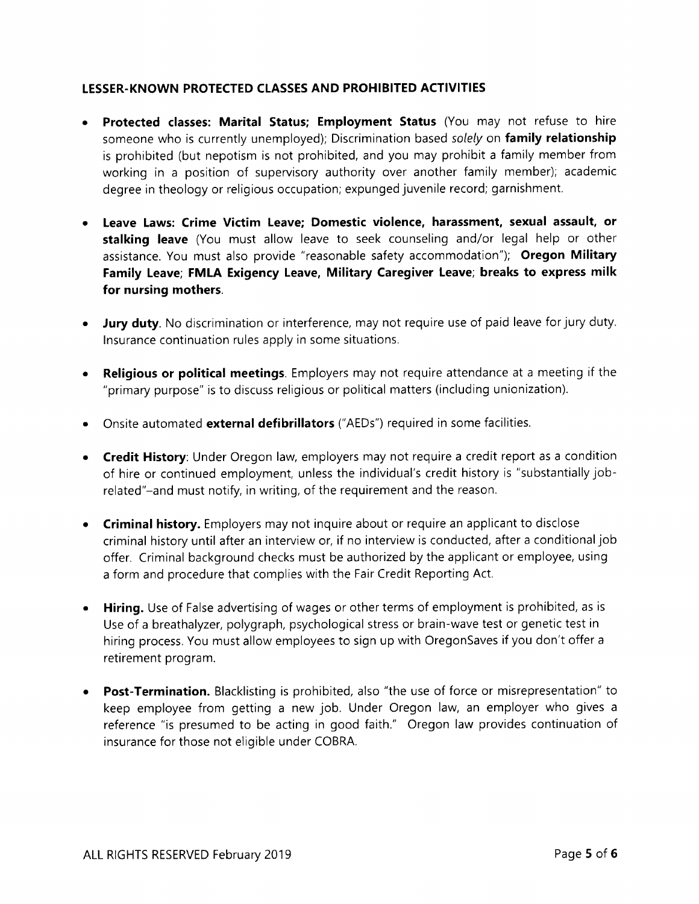### LESSER-KNOWN PROTECTED CLASSES AND PROHIBITED ACTIVITIES

- **Protected classes: Marital Status; Employment Status** (You may not refuse to hire someone who is currently unemployed); Discrimination based *solely* on **family relationship** is prohibited (but nepotism is not prohibited, and you may prohibit a family member from working in a position of supervisory authority over another family member); academic degree in theology or religious occupation; expunged juvenile record; garnishment.

- **Leave Laws: Crime Victim Leave; Domestic violence, harassment, sexual assault, or stalking leave** (You must allow leave to seek counseling and/or legal help or other assistance. You must also provide "reasonable safety accommodation"); **Oregon Military Family Leave; FMLA Exigency Leave, Military Caregiver Leave; breaks to express milk for nursing mothers**.

- **Jury duty**. No discrimination or interference, may not require use of paid leave for jury duty. Insurance continuation rules apply in some situations.

- **Religious or political meetings**. Employers may not require attendance at a meeting if the "primary purpose" is to discuss religious or political matters (including unionization).

- Onsite automated **external defibrillators** ("AEDs") required in some facilities.

- **Credit History**: Under Oregon law, employers may not require a credit report as a condition of hire or continued employment, unless the individual's credit history is "substantially job-related"–and must notify, in writing, of the requirement and the reason.

- **Criminal history.** Employers may not inquire about or require an applicant to disclose criminal history until after an interview or, if no interview is conducted, after a conditional job offer. Criminal background checks must be authorized by the applicant or employee, using a form and procedure that complies with the Fair Credit Reporting Act.

- **Hiring.** Use of False advertising of wages or other terms of employment is prohibited, as is Use of a breathalyzer, polygraph, psychological stress or brain-wave test or genetic test in hiring process. You must allow employees to sign up with OregonSaves if you don't offer a retirement program.

- **Post-Termination.** Blacklisting is prohibited, also "the use of force or misrepresentation" to keep employee from getting a new job. Under Oregon law, an employer who gives a reference "is presumed to be acting in good faith." Oregon law provides continuation of insurance for those not eligible under COBRA.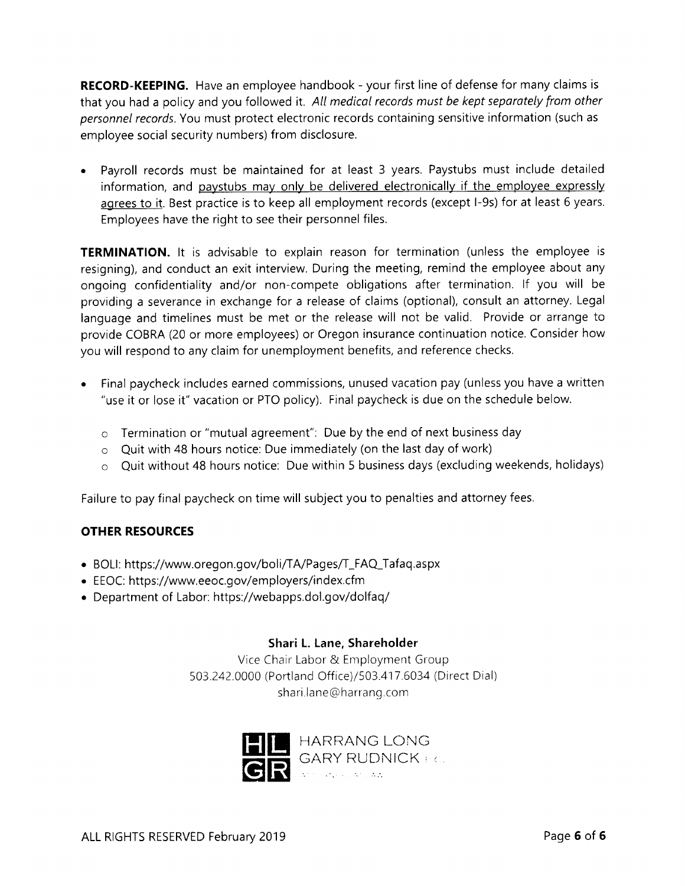**RECORD-KEEPING.** Have an employee handbook - your first line of defense for many claims is that you had a policy and you followed it. *All medical records must be kept separately from other personnel records.* You must protect electronic records containing sensitive information (such as employee social security numbers) from disclosure.

- Payroll records must be maintained for at least 3 years. Paystubs must include detailed information, and paystubs may only be delivered electronically if the employee expressly agrees to it. Best practice is to keep all employment records (except I-9s) for at least 6 years. Employees have the right to see their personnel files.

**TERMINATION.** It is advisable to explain reason for termination (unless the employee is resigning), and conduct an exit interview. During the meeting, remind the employee about any ongoing confidentiality and/or non-compete obligations after termination. If you will be providing a severance in exchange for a release of claims (optional), consult an attorney. Legal language and timelines must be met or the release will not be valid. Provide or arrange to provide COBRA (20 or more employees) or Oregon insurance continuation notice. Consider how you will respond to any claim for unemployment benefits, and reference checks.

- Final paycheck includes earned commissions, unused vacation pay (unless you have a written "use it or lose it" vacation or PTO policy). Final paycheck is due on the schedule below.
  - Termination or "mutual agreement": Due by the end of next business day
  - Quit with 48 hours notice: Due immediately (on the last day of work)
  - Quit without 48 hours notice: Due within 5 business days (excluding weekends, holidays)

Failure to pay final paycheck on time will subject you to penalties and attorney fees.

**OTHER RESOURCES**

- BOLI: https://www.oregon.gov/boli/TA/Pages/T_FAQ_Tafaq.aspx
- EEOC: https://www.eeoc.gov/employers/index.cfm
- Department of Labor: https://webapps.dol.gov/dolfaq/

**Shari L. Lane, Shareholder**
Vice Chair Labor & Employment Group
503.242.0000 (Portland Office)/503.417.6034 (Direct Dial)
shari.lane@harrang.com

HARRANG LONG GARY RUDNICK P.C.

ALL RIGHTS RESERVED February 2019